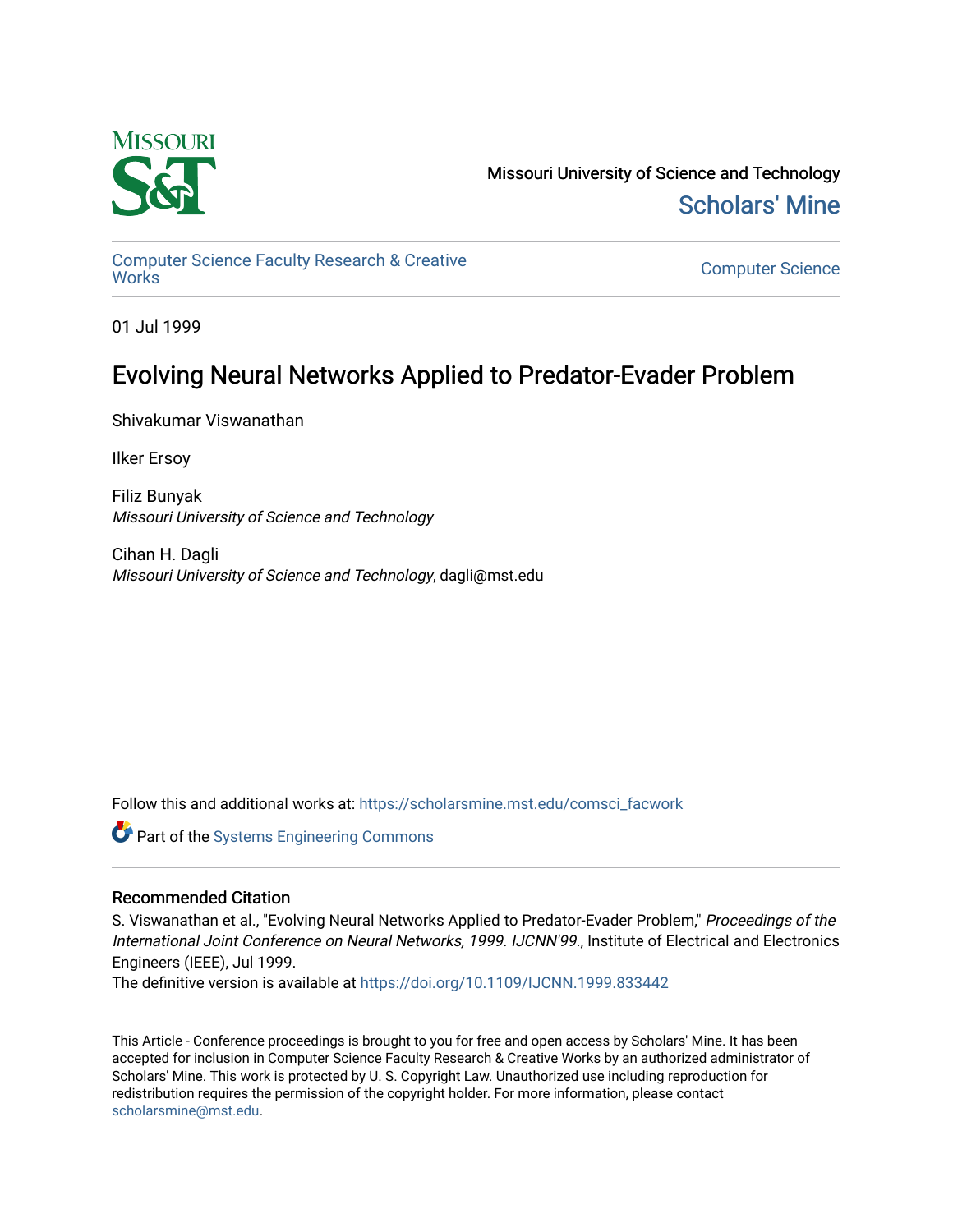Missouri University of Science and Technology

Scholars' Mine

Computer Science Faculty Research & Creative Works

Computer Science

01 Jul 1999

# Evolving Neural Networks Applied to Predator-Evader Problem

Shivakumar Viswanathan

Ilker Ersoy

Filiz Bunyak
*Missouri University of Science and Technology*

Cihan H. Dagli
*Missouri University of Science and Technology*, dagli@mst.edu

Follow this and additional works at: https://scholarsmine.mst.edu/comsci_facwork

Part of the Systems Engineering Commons

## Recommended Citation

S. Viswanathan et al., "Evolving Neural Networks Applied to Predator-Evader Problem," *Proceedings of the International Joint Conference on Neural Networks, 1999. IJCNN'99.*, Institute of Electrical and Electronics Engineers (IEEE), Jul 1999.
The definitive version is available at https://doi.org/10.1109/IJCNN.1999.833442

This Article - Conference proceedings is brought to you for free and open access by Scholars' Mine. It has been accepted for inclusion in Computer Science Faculty Research & Creative Works by an authorized administrator of Scholars' Mine. This work is protected by U. S. Copyright Law. Unauthorized use including reproduction for redistribution requires the permission of the copyright holder. For more information, please contact scholarsmine@mst.edu.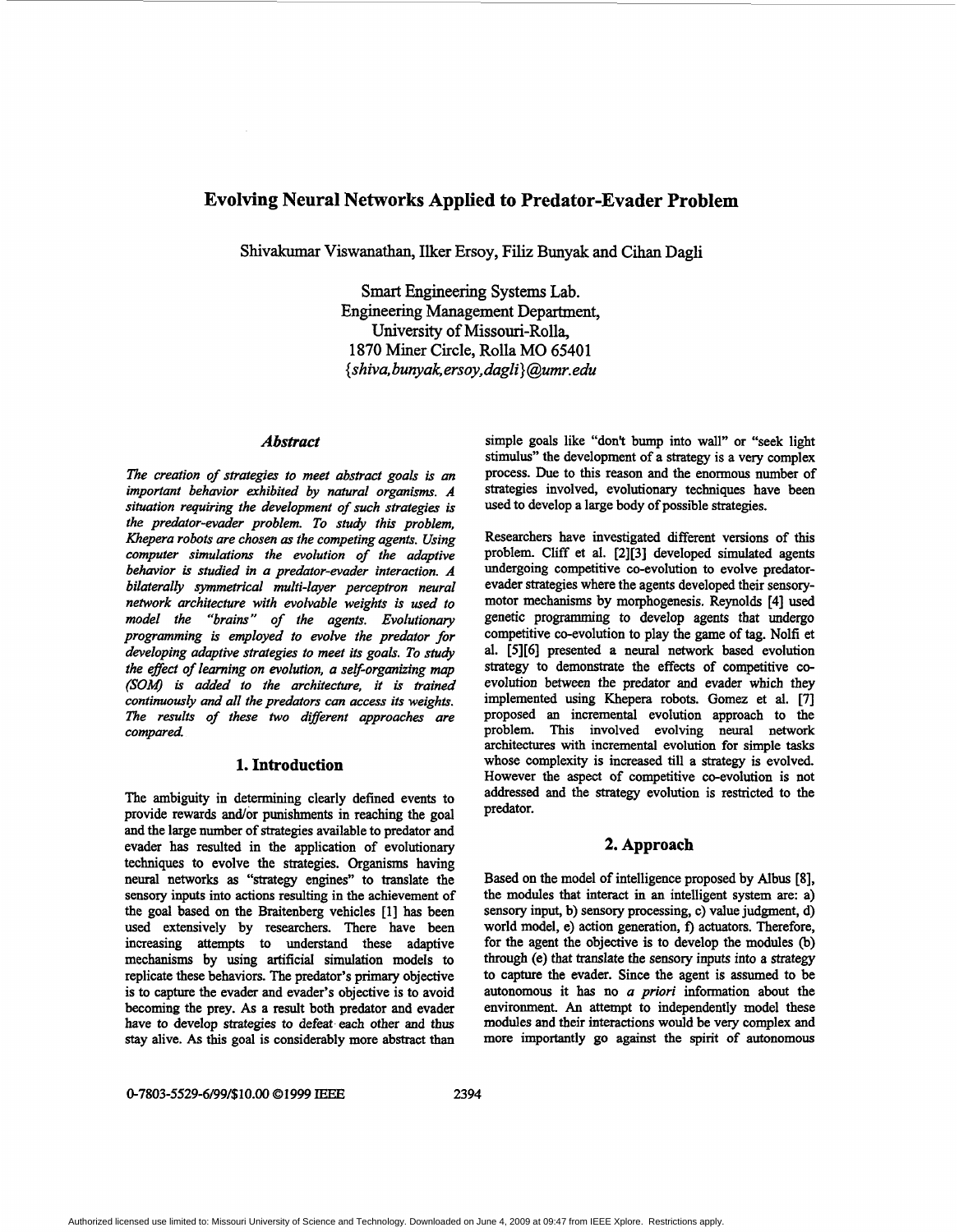# Evolving Neural Networks Applied to Predator-Evader Problem

Shivakumar Viswanathan, Ilker Ersoy, Filiz Bunyak and Cihan Dagli

Smart Engineering Systems Lab.
Engineering Management Department,
University of Missouri-Rolla,
1870 Miner Circle, Rolla MO 65401
*{shiva,bunyak,ersoy,dagli}@umr.edu*

### *Abstract*

*The creation of strategies to meet abstract goals is an important behavior exhibited by natural organisms. A situation requiring the development of such strategies is the predator-evader problem. To study this problem, Khepera robots are chosen as the competing agents. Using computer simulations the evolution of the adaptive behavior is studied in a predator-evader interaction. A bilaterally symmetrical multi-layer perceptron neural network architecture with evolvable weights is used to model the "brains" of the agents. Evolutionary programming is employed to evolve the predator for developing adaptive strategies to meet its goals. To study the effect of learning on evolution, a self-organizing map (SOM) is added to the architecture, it is trained continuously and all the predators can access its weights. The results of these two different approaches are compared.*

## 1. Introduction

The ambiguity in determining clearly defined events to provide rewards and/or punishments in reaching the goal and the large number of strategies available to predator and evader has resulted in the application of evolutionary techniques to evolve the strategies. Organisms having neural networks as "strategy engines" to translate the sensory inputs into actions resulting in the achievement of the goal based on the Braitenberg vehicles [1] has been used extensively by researchers. There have been increasing attempts to understand these adaptive mechanisms by using artificial simulation models to replicate these behaviors. The predator's primary objective is to capture the evader and evader's objective is to avoid becoming the prey. As a result both predator and evader have to develop strategies to defeat each other and thus stay alive. As this goal is considerably more abstract than simple goals like "don't bump into wall" or "seek light stimulus" the development of a strategy is a very complex process. Due to this reason and the enormous number of strategies involved, evolutionary techniques have been used to develop a large body of possible strategies.

Researchers have investigated different versions of this problem. Cliff et al. [2][3] developed simulated agents undergoing competitive co-evolution to evolve predator-evader strategies where the agents developed their sensory-motor mechanisms by morphogenesis. Reynolds [4] used genetic programming to develop agents that undergo competitive co-evolution to play the game of tag. Nolfi et al. [5][6] presented a neural network based evolution strategy to demonstrate the effects of competitive co-evolution between the predator and evader which they implemented using Khepera robots. Gomez et al. [7] proposed an incremental evolution approach to the problem. This involved evolving neural network architectures with incremental evolution for simple tasks whose complexity is increased till a strategy is evolved. However the aspect of competitive co-evolution is not addressed and the strategy evolution is restricted to the predator.

## 2. Approach

Based on the model of intelligence proposed by Albus [8], the modules that interact in an intelligent system are: a) sensory input, b) sensory processing, c) value judgment, d) world model, e) action generation, f) actuators. Therefore, for the agent the objective is to develop the modules (b) through (e) that translate the sensory inputs into a strategy to capture the evader. Since the agent is assumed to be autonomous it has no *a priori* information about the environment. An attempt to independently model these modules and their interactions would be very complex and more importantly go against the spirit of autonomous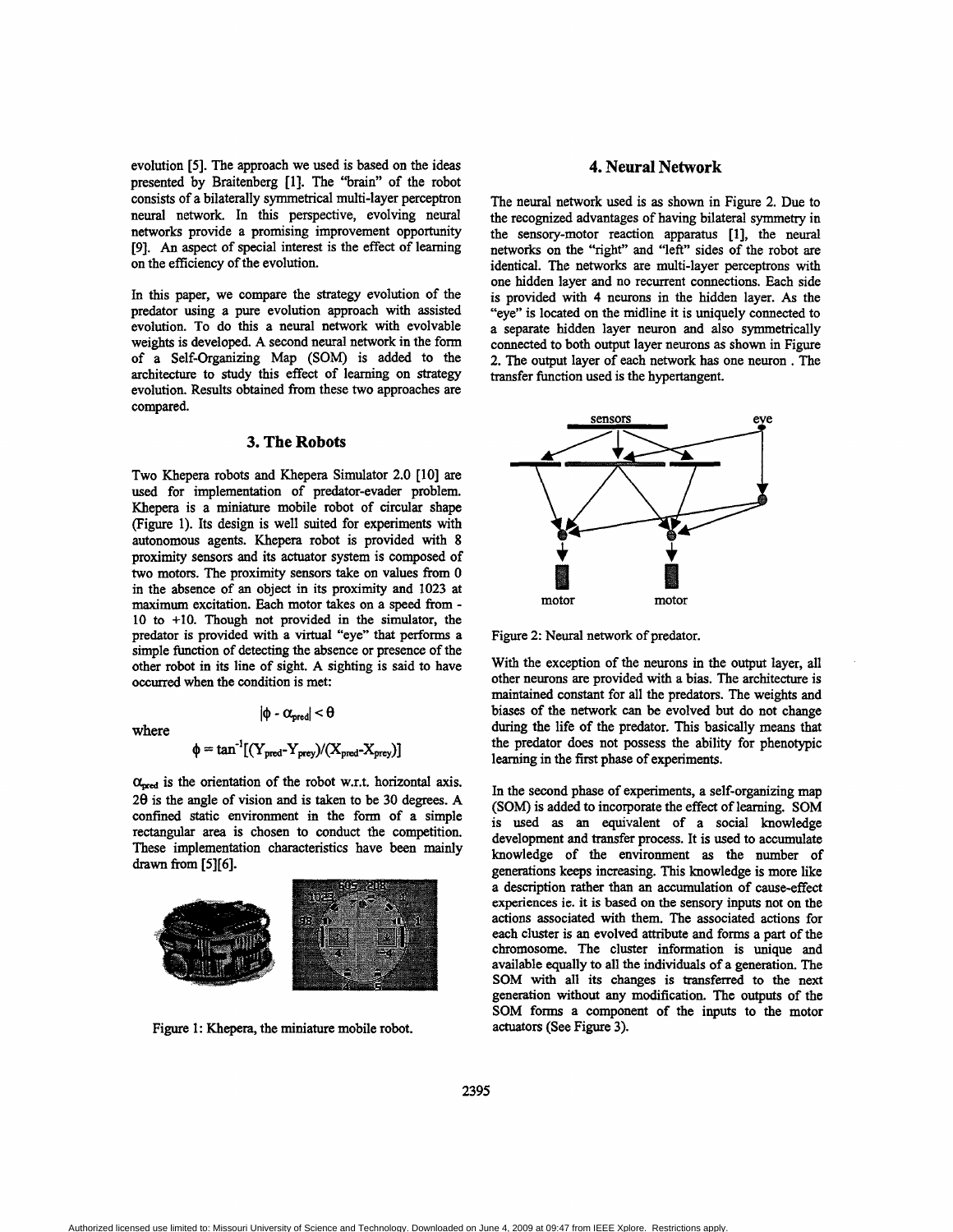evolution [5]. The approach we used is based on the ideas presented by Braitenberg [1]. The "brain" of the robot consists of a bilaterally symmetrical multi-layer perceptron neural network. In this perspective, evolving neural networks provide a promising improvement opportunity [9]. An aspect of special interest is the effect of learning on the efficiency of the evolution.

In this paper, we compare the strategy evolution of the predator using a pure evolution approach with assisted evolution. To do this a neural network with evolvable weights is developed. A second neural network in the form of a Self-Organizing Map (SOM) is added to the architecture to study this effect of learning on strategy evolution. Results obtained from these two approaches are compared.

## 3. The Robots

Two Khepera robots and Khepera Simulator 2.0 [10] are used for implementation of predator-evader problem. Khepera is a miniature mobile robot of circular shape (Figure 1). Its design is well suited for experiments with autonomous agents. Khepera robot is provided with 8 proximity sensors and its actuator system is composed of two motors. The proximity sensors take on values from 0 in the absence of an object in its proximity and 1023 at maximum excitation. Each motor takes on a speed from -10 to +10. Though not provided in the simulator, the predator is provided with a virtual "eye" that performs a simple function of detecting the absence or presence of the other robot in its line of sight. A sighting is said to have occurred when the condition is met:

$$|\phi - \alpha_{pred}| < \theta$$

where

$$\phi = \tan^{-1}[(Y_{pred}-Y_{prey})/(X_{pred}-X_{prey})]$$

$\alpha_{pred}$ is the orientation of the robot w.r.t. horizontal axis. $2\theta$ is the angle of vision and is taken to be 30 degrees. A confined static environment in the form of a simple rectangular area is chosen to conduct the competition. These implementation characteristics have been mainly drawn from [5][6].

Figure 1: Khepera, the miniature mobile robot.

## 4. Neural Network

The neural network used is as shown in Figure 2. Due to the recognized advantages of having bilateral symmetry in the sensory-motor reaction apparatus [1], the neural networks on the "right" and "left" sides of the robot are identical. The networks are multi-layer perceptrons with one hidden layer and no recurrent connections. Each side is provided with 4 neurons in the hidden layer. As the "eye" is located on the midline it is uniquely connected to a separate hidden layer neuron and also symmetrically connected to both output layer neurons as shown in Figure 2. The output layer of each network has one neuron. The transfer function used is the hypertangent.

Figure 2: Neural network of predator.

With the exception of the neurons in the output layer, all other neurons are provided with a bias. The architecture is maintained constant for all the predators. The weights and biases of the network can be evolved but do not change during the life of the predator. This basically means that the predator does not possess the ability for phenotypic learning in the first phase of experiments.

In the second phase of experiments, a self-organizing map (SOM) is added to incorporate the effect of learning. SOM is used as an equivalent of a social knowledge development and transfer process. It is used to accumulate knowledge of the environment as the number of generations keeps increasing. This knowledge is more like a description rather than an accumulation of cause-effect experiences ie. it is based on the sensory inputs not on the actions associated with them. The associated actions for each cluster is an evolved attribute and forms a part of the chromosome. The cluster information is unique and available equally to all the individuals of a generation. The SOM with all its changes is transferred to the next generation without any modification. The outputs of the SOM forms a component of the inputs to the motor actuators (See Figure 3).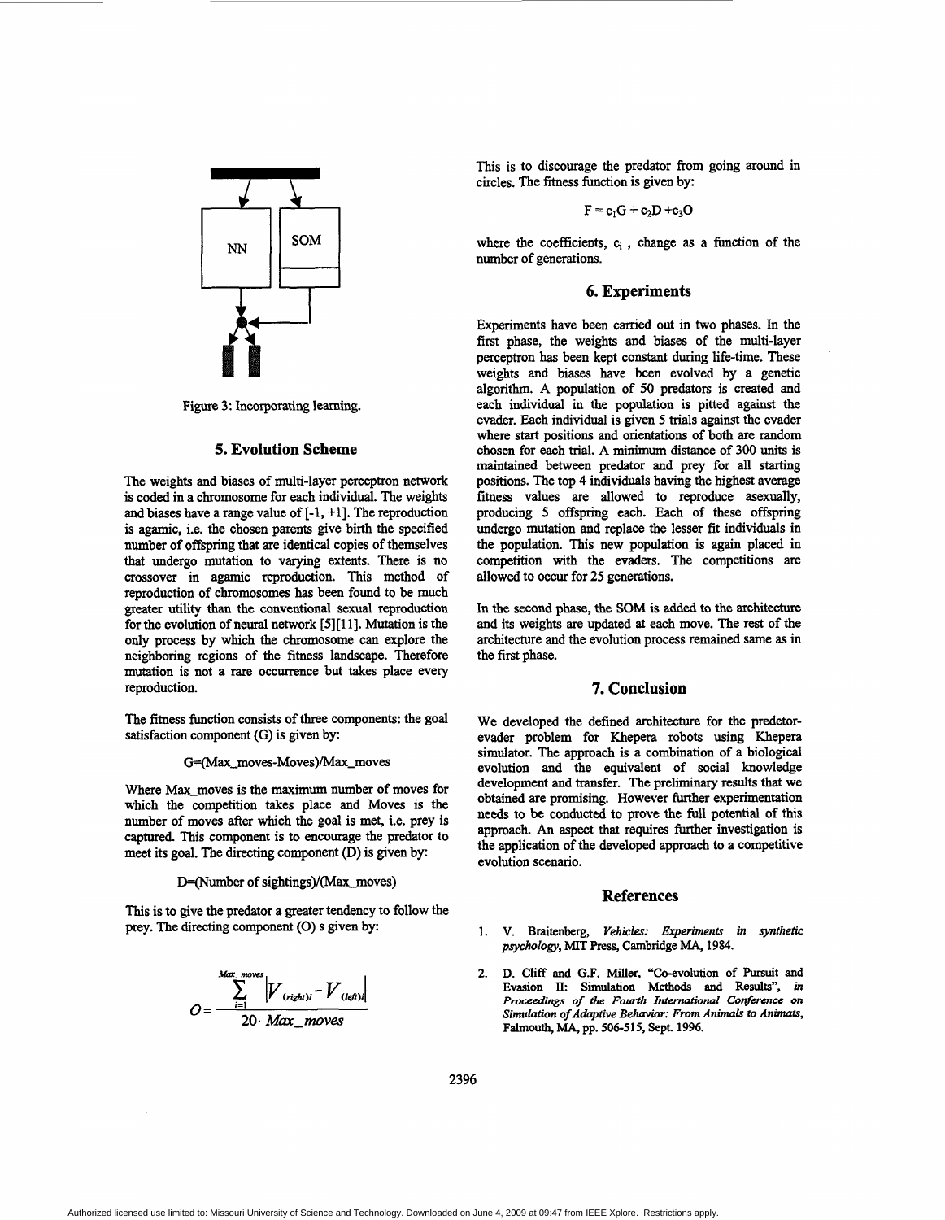Figure 3: Incorporating learning.

## 5. Evolution Scheme

The weights and biases of multi-layer perceptron network is coded in a chromosome for each individual. The weights and biases have a range value of [-1, +1]. The reproduction is agamic, i.e. the chosen parents give birth the specified number of offspring that are identical copies of themselves that undergo mutation to varying extents. There is no crossover in agamic reproduction. This method of reproduction of chromosomes has been found to be much greater utility than the conventional sexual reproduction for the evolution of neural network [5][11]. Mutation is the only process by which the chromosome can explore the neighboring regions of the fitness landscape. Therefore mutation is not a rare occurrence but takes place every reproduction.

The fitness function consists of three components: the goal satisfaction component (G) is given by:

$$G=(Max\_moves-Moves)/Max\_moves$$

Where Max_moves is the maximum number of moves for which the competition takes place and Moves is the number of moves after which the goal is met, i.e. prey is captured. This component is to encourage the predator to meet its goal. The directing component (D) is given by:

$$D=(Number\ of\ sightings)/(Max\_moves)$$

This is to give the predator a greater tendency to follow the prey. The directing component (O) s given by:

$$O=\frac{\sum_{i=1}^{Max\_moves}\left|V_{(right)i}-V_{(left)i}\right|}{20\cdot Max\_moves}$$

This is to discourage the predator from going around in circles. The fitness function is given by:

$$F=c_1G+c_2D+c_3O$$

where the coefficients, $c_i$, change as a function of the number of generations.

## 6. Experiments

Experiments have been carried out in two phases. In the first phase, the weights and biases of the multi-layer perceptron has been kept constant during life-time. These weights and biases have been evolved by a genetic algorithm. A population of 50 predators is created and each individual in the population is pitted against the evader. Each individual is given 5 trials against the evader where start positions and orientations of both are random chosen for each trial. A minimum distance of 300 units is maintained between predator and prey for all starting positions. The top 4 individuals having the highest average fitness values are allowed to reproduce asexually, producing 5 offspring each. Each of these offspring undergo mutation and replace the lesser fit individuals in the population. This new population is again placed in competition with the evaders. The competitions are allowed to occur for 25 generations.

In the second phase, the SOM is added to the architecture and its weights are updated at each move. The rest of the architecture and the evolution process remained same as in the first phase.

## 7. Conclusion

We developed the defined architecture for the predetor-evader problem for Khepera robots using Khepera simulator. The approach is a combination of a biological evolution and the equivalent of social knowledge development and transfer. The preliminary results that we obtained are promising. However further experimentation needs to be conducted to prove the full potential of this approach. An aspect that requires further investigation is the application of the developed approach to a competitive evolution scenario.

## References

1. V. Braitenberg, *Vehicles: Experiments in synthetic psychology*, MIT Press, Cambridge MA, 1984.
2. D. Cliff and G.F. Miller, "Co-evolution of Pursuit and Evasion II: Simulation Methods and Results", *in Proceedings of the Fourth International Conference on Simulation of Adaptive Behavior: From Animals to Animats*, Falmouth, MA, pp. 506-515, Sept. 1996.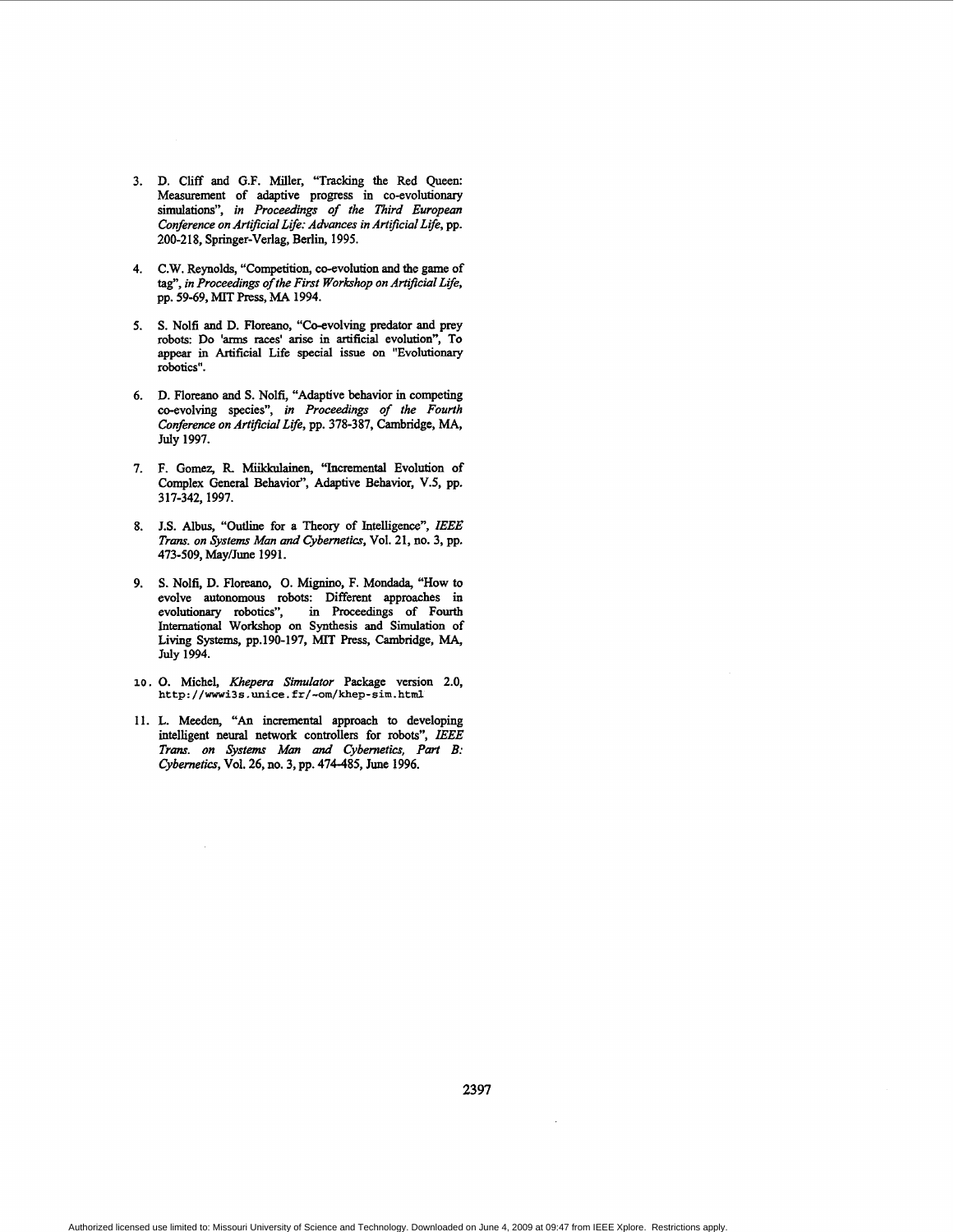3. D. Cliff and G.F. Miller, "Tracking the Red Queen: Measurement of adaptive progress in co-evolutionary simulations", *in Proceedings of the Third European Conference on Artificial Life: Advances in Artificial Life*, pp. 200-218, Springer-Verlag, Berlin, 1995.

4. C.W. Reynolds, "Competition, co-evolution and the game of tag", *in Proceedings of the First Workshop on Artificial Life*, pp. 59-69, MIT Press, MA 1994.

5. S. Nolfi and D. Floreano, "Co-evolving predator and prey robots: Do 'arms races' arise in artificial evolution", To appear in Artificial Life special issue on "Evolutionary robotics".

6. D. Floreano and S. Nolfi, "Adaptive behavior in competing co-evolving species", *in Proceedings of the Fourth Conference on Artificial Life*, pp. 378-387, Cambridge, MA, July 1997.

7. F. Gomez, R. Miikkulainen, "Incremental Evolution of Complex General Behavior", Adaptive Behavior, V.5, pp. 317-342, 1997.

8. J.S. Albus, "Outline for a Theory of Intelligence", *IEEE Trans. on Systems Man and Cybernetics*, Vol. 21, no. 3, pp. 473-509, May/June 1991.

9. S. Nolfi, D. Floreano, O. Mignino, F. Mondada, "How to evolve autonomous robots: Different approaches in evolutionary robotics", in Proceedings of Fourth International Workshop on Synthesis and Simulation of Living Systems, pp.190-197, MIT Press, Cambridge, MA, July 1994.

10. O. Michel, *Khepera Simulator* Package version 2.0, `http://wwwi3s.unice.fr/~om/khep-sim.html`

11. L. Meeden, "An incremental approach to developing intelligent neural network controllers for robots", *IEEE Trans. on Systems Man and Cybernetics, Part B: Cybernetics*, Vol. 26, no. 3, pp. 474-485, June 1996.